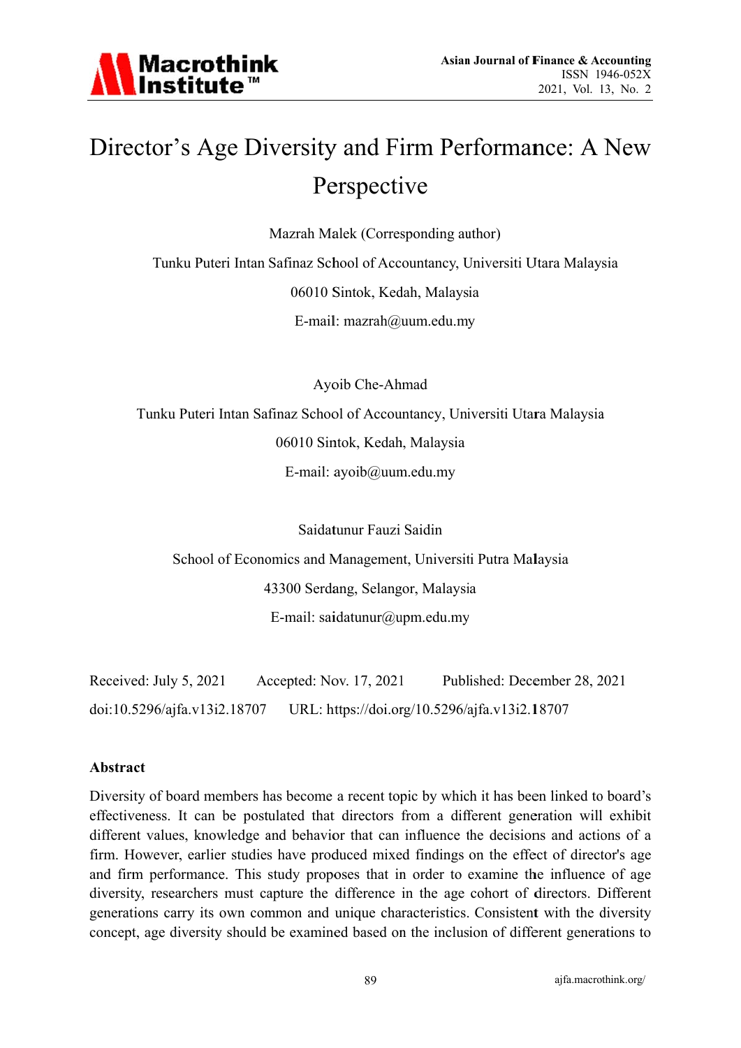# Director's Age Diversity and Firm Performance: A New Perspective

Mazrah Malek (Corresponding author)

Tunku Puteri Intan Safinaz School of Accountancy, Universiti Utara Malaysia

06010 Sintok, Kedah, Malaysia

E-mail: mazrah@uum.edu.my

Ayoib Che-Ahmad

Tunku Puteri Intan Safinaz School of Accountancy, Universiti Utara Malaysia

06010 Sintok, Kedah, Malaysia

E-mail: ayoib@uum.edu.my

Saidatunur Fauzi Saidin

School of Economics and Management, Universiti Putra Malaysia

43300 Serdang, Selangor, Malaysia

E-mail: saidatunur@upm.edu.my

Received: July 5, 2021 Accepted: Nov. 17, 2021 Published: December 28, 2021

doi:10.5296/ajfa.v13i2.18707 URL: https://doi.org/10.5296/ajfa.v13i2.18707

**Abstract**

Diversity of board members has become a recent topic by which it has been linked to board's effectiveness. It can be postulated that directors from a different generation will exhibit different values, knowledge and behavior that can influence the decisions and actions of a firm. However, earlier studies have produced mixed findings on the effect of director's age and firm performance. This study proposes that in order to examine the influence of age diversity, researchers must capture the difference in the age cohort of directors. Different generations carry its own common and unique characteristics. Consistent with the diversity concept, age diversity should be examined based on the inclusion of different generations to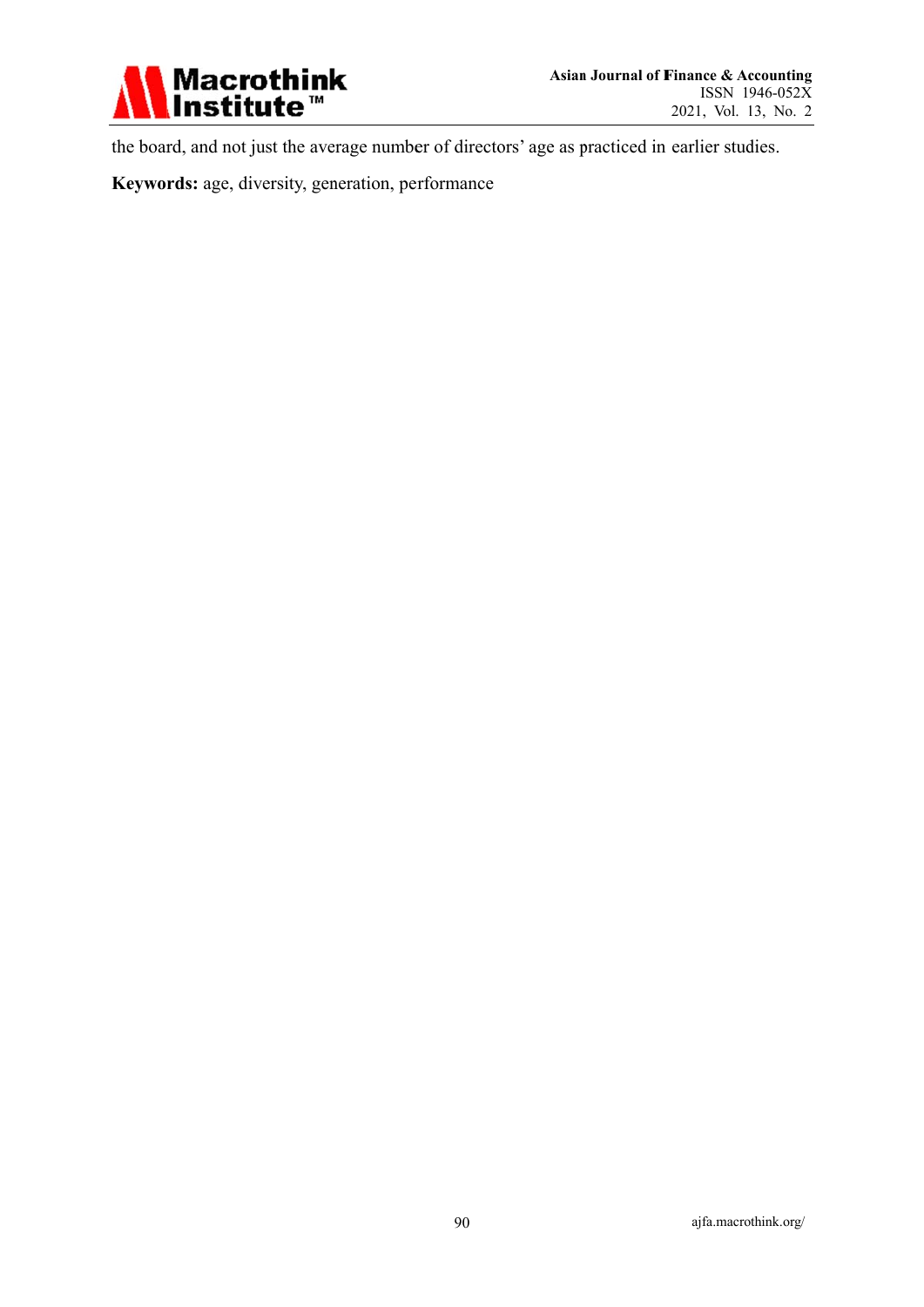the board, and not just the average number of directors' age as practiced in earlier studies.

**Keywords:** age, diversity, generation, performance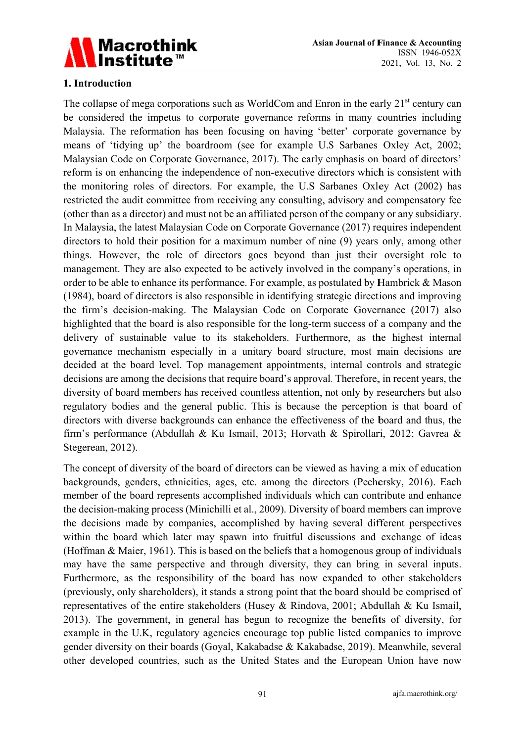## 1. Introduction

The collapse of mega corporations such as WorldCom and Enron in the early 21st century can be considered the impetus to corporate governance reforms in many countries including Malaysia. The reformation has been focusing on having 'better' corporate governance by means of 'tidying up' the boardroom (see for example U.S Sarbanes Oxley Act, 2002; Malaysian Code on Corporate Governance, 2017). The early emphasis on board of directors' reform is on enhancing the independence of non-executive directors which is consistent with the monitoring roles of directors. For example, the U.S Sarbanes Oxley Act (2002) has restricted the audit committee from receiving any consulting, advisory and compensatory fee (other than as a director) and must not be an affiliated person of the company or any subsidiary. In Malaysia, the latest Malaysian Code on Corporate Governance (2017) requires independent directors to hold their position for a maximum number of nine (9) years only, among other things. However, the role of directors goes beyond than just their oversight role to management. They are also expected to be actively involved in the company's operations, in order to be able to enhance its performance. For example, as postulated by Hambrick & Mason (1984), board of directors is also responsible in identifying strategic directions and improving the firm's decision-making. The Malaysian Code on Corporate Governance (2017) also highlighted that the board is also responsible for the long-term success of a company and the delivery of sustainable value to its stakeholders. Furthermore, as the highest internal governance mechanism especially in a unitary board structure, most main decisions are decided at the board level. Top management appointments, internal controls and strategic decisions are among the decisions that require board's approval. Therefore, in recent years, the diversity of board members has received countless attention, not only by researchers but also regulatory bodies and the general public. This is because the perception is that board of directors with diverse backgrounds can enhance the effectiveness of the board and thus, the firm's performance (Abdullah & Ku Ismail, 2013; Horvath & Spirollari, 2012; Gavrea & Stegerean, 2012).

The concept of diversity of the board of directors can be viewed as having a mix of education backgrounds, genders, ethnicities, ages, etc. among the directors (Pechersky, 2016). Each member of the board represents accomplished individuals which can contribute and enhance the decision-making process (Minichilli et al., 2009). Diversity of board members can improve the decisions made by companies, accomplished by having several different perspectives within the board which later may spawn into fruitful discussions and exchange of ideas (Hoffman & Maier, 1961). This is based on the beliefs that a homogenous group of individuals may have the same perspective and through diversity, they can bring in several inputs. Furthermore, as the responsibility of the board has now expanded to other stakeholders (previously, only shareholders), it stands a strong point that the board should be comprised of representatives of the entire stakeholders (Husey & Rindova, 2001; Abdullah & Ku Ismail, 2013). The government, in general has begun to recognize the benefits of diversity, for example in the U.K, regulatory agencies encourage top public listed companies to improve gender diversity on their boards (Goyal, Kakabadse & Kakabadse, 2019). Meanwhile, several other developed countries, such as the United States and the European Union have now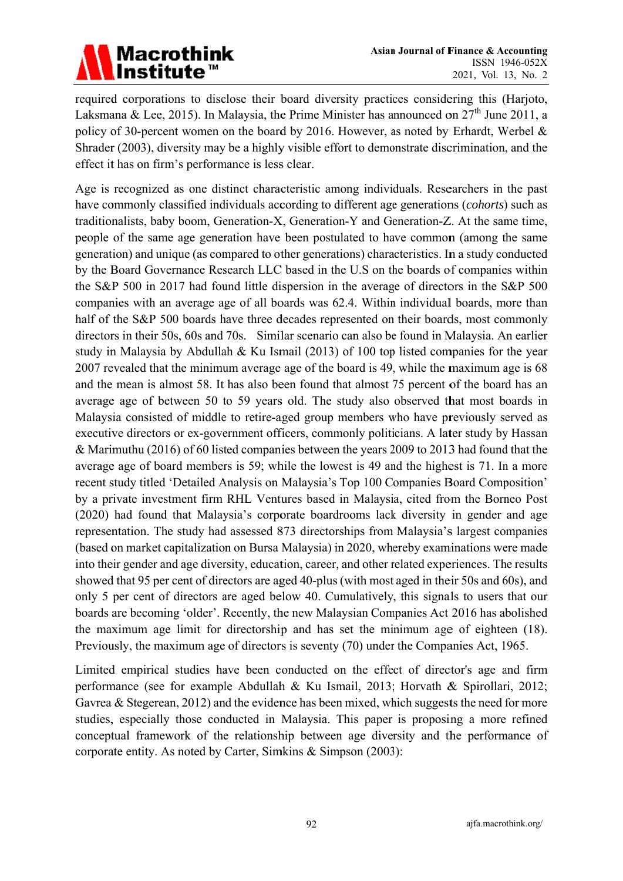required corporations to disclose their board diversity practices considering this (Harjoto, Laksmana & Lee, 2015). In Malaysia, the Prime Minister has announced on 27th June 2011, a policy of 30-percent women on the board by 2016. However, as noted by Erhardt, Werbel & Shrader (2003), diversity may be a highly visible effort to demonstrate discrimination, and the effect it has on firm's performance is less clear.

Age is recognized as one distinct characteristic among individuals. Researchers in the past have commonly classified individuals according to different age generations (*cohorts*) such as traditionalists, baby boom, Generation-X, Generation-Y and Generation-Z. At the same time, people of the same age generation have been postulated to have common (among the same generation) and unique (as compared to other generations) characteristics. In a study conducted by the Board Governance Research LLC based in the U.S on the boards of companies within the S&P 500 in 2017 had found little dispersion in the average of directors in the S&P 500 companies with an average age of all boards was 62.4. Within individual boards, more than half of the S&P 500 boards have three decades represented on their boards, most commonly directors in their 50s, 60s and 70s. Similar scenario can also be found in Malaysia. An earlier study in Malaysia by Abdullah & Ku Ismail (2013) of 100 top listed companies for the year 2007 revealed that the minimum average age of the board is 49, while the maximum age is 68 and the mean is almost 58. It has also been found that almost 75 percent of the board has an average age of between 50 to 59 years old. The study also observed that most boards in Malaysia consisted of middle to retire-aged group members who have previously served as executive directors or ex-government officers, commonly politicians. A later study by Hassan & Marimuthu (2016) of 60 listed companies between the years 2009 to 2013 had found that the average age of board members is 59; while the lowest is 49 and the highest is 71. In a more recent study titled 'Detailed Analysis on Malaysia's Top 100 Companies Board Composition' by a private investment firm RHL Ventures based in Malaysia, cited from the Borneo Post (2020) had found that Malaysia's corporate boardrooms lack diversity in gender and age representation. The study had assessed 873 directorships from Malaysia's largest companies (based on market capitalization on Bursa Malaysia) in 2020, whereby examinations were made into their gender and age diversity, education, career, and other related experiences. The results showed that 95 per cent of directors are aged 40-plus (with most aged in their 50s and 60s), and only 5 per cent of directors are aged below 40. Cumulatively, this signals to users that our boards are becoming 'older'. Recently, the new Malaysian Companies Act 2016 has abolished the maximum age limit for directorship and has set the minimum age of eighteen (18). Previously, the maximum age of directors is seventy (70) under the Companies Act, 1965.

Limited empirical studies have been conducted on the effect of director's age and firm performance (see for example Abdullah & Ku Ismail, 2013; Horvath & Spirollari, 2012; Gavrea & Stegerean, 2012) and the evidence has been mixed, which suggests the need for more studies, especially those conducted in Malaysia. This paper is proposing a more refined conceptual framework of the relationship between age diversity and the performance of corporate entity. As noted by Carter, Simkins & Simpson (2003):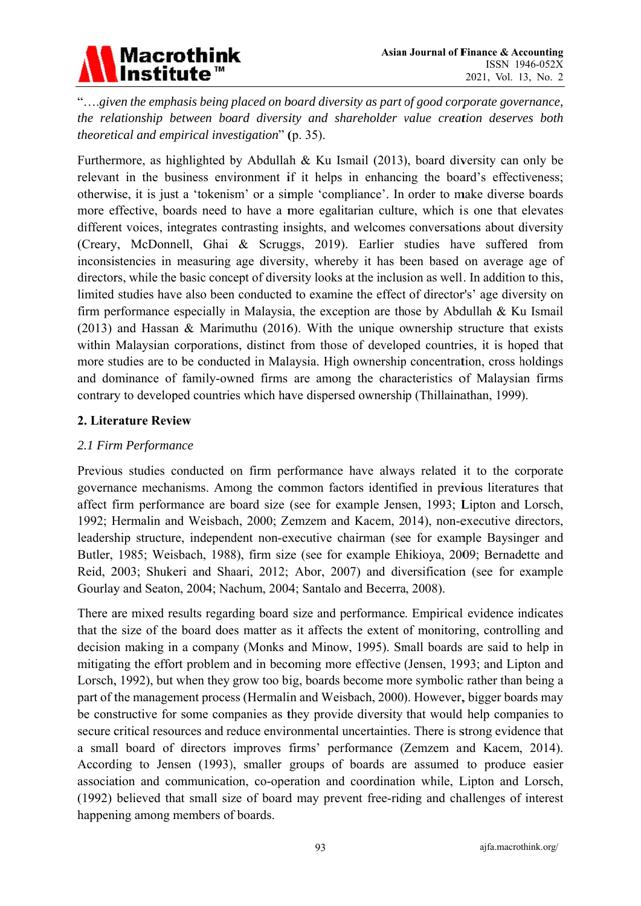"….*given the emphasis being placed on board diversity as part of good corporate governance, the relationship between board diversity and shareholder value creation deserves both theoretical and empirical investigation*" (p. 35).

Furthermore, as highlighted by Abdullah & Ku Ismail (2013), board diversity can only be relevant in the business environment if it helps in enhancing the board's effectiveness; otherwise, it is just a 'tokenism' or a simple 'compliance'. In order to make diverse boards more effective, boards need to have a more egalitarian culture, which is one that elevates different voices, integrates contrasting insights, and welcomes conversations about diversity (Creary, McDonnell, Ghai & Scruggs, 2019). Earlier studies have suffered from inconsistencies in measuring age diversity, whereby it has been based on average age of directors, while the basic concept of diversity looks at the inclusion as well. In addition to this, limited studies have also been conducted to examine the effect of director's' age diversity on firm performance especially in Malaysia, the exception are those by Abdullah & Ku Ismail (2013) and Hassan & Marimuthu (2016). With the unique ownership structure that exists within Malaysian corporations, distinct from those of developed countries, it is hoped that more studies are to be conducted in Malaysia. High ownership concentration, cross holdings and dominance of family-owned firms are among the characteristics of Malaysian firms contrary to developed countries which have dispersed ownership (Thillainathan, 1999).

## 2. Literature Review

### *2.1 Firm Performance*

Previous studies conducted on firm performance have always related it to the corporate governance mechanisms. Among the common factors identified in previous literatures that affect firm performance are board size (see for example Jensen, 1993; Lipton and Lorsch, 1992; Hermalin and Weisbach, 2000; Zemzem and Kacem, 2014), non-executive directors, leadership structure, independent non-executive chairman (see for example Baysinger and Butler, 1985; Weisbach, 1988), firm size (see for example Ehikioya, 2009; Bernadette and Reid, 2003; Shukeri and Shaari, 2012; Abor, 2007) and diversification (see for example Gourlay and Seaton, 2004; Nachum, 2004; Santalo and Becerra, 2008).

There are mixed results regarding board size and performance. Empirical evidence indicates that the size of the board does matter as it affects the extent of monitoring, controlling and decision making in a company (Monks and Minow, 1995). Small boards are said to help in mitigating the effort problem and in becoming more effective (Jensen, 1993; and Lipton and Lorsch, 1992), but when they grow too big, boards become more symbolic rather than being a part of the management process (Hermalin and Weisbach, 2000). However, bigger boards may be constructive for some companies as they provide diversity that would help companies to secure critical resources and reduce environmental uncertainties. There is strong evidence that a small board of directors improves firms' performance (Zemzem and Kacem, 2014). According to Jensen (1993), smaller groups of boards are assumed to produce easier association and communication, co-operation and coordination while, Lipton and Lorsch, (1992) believed that small size of board may prevent free-riding and challenges of interest happening among members of boards.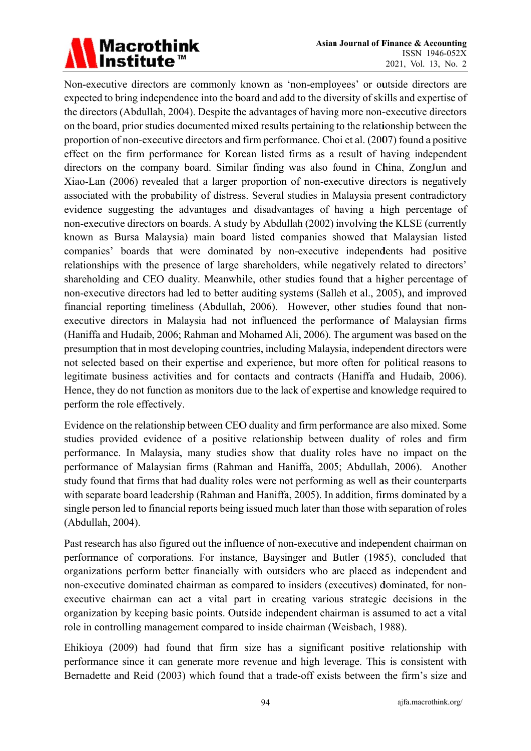Non-executive directors are commonly known as 'non-employees' or outside directors are expected to bring independence into the board and add to the diversity of skills and expertise of the directors (Abdullah, 2004). Despite the advantages of having more non-executive directors on the board, prior studies documented mixed results pertaining to the relationship between the proportion of non-executive directors and firm performance. Choi et al. (2007) found a positive effect on the firm performance for Korean listed firms as a result of having independent directors on the company board. Similar finding was also found in China, ZongJun and Xiao-Lan (2006) revealed that a larger proportion of non-executive directors is negatively associated with the probability of distress. Several studies in Malaysia present contradictory evidence suggesting the advantages and disadvantages of having a high percentage of non-executive directors on boards. A study by Abdullah (2002) involving the KLSE (currently known as Bursa Malaysia) main board listed companies showed that Malaysian listed companies' boards that were dominated by non-executive independents had positive relationships with the presence of large shareholders, while negatively related to directors' shareholding and CEO duality. Meanwhile, other studies found that a higher percentage of non-executive directors had led to better auditing systems (Salleh et al., 2005), and improved financial reporting timeliness (Abdullah, 2006). However, other studies found that non-executive directors in Malaysia had not influenced the performance of Malaysian firms (Haniffa and Hudaib, 2006; Rahman and Mohamed Ali, 2006). The argument was based on the presumption that in most developing countries, including Malaysia, independent directors were not selected based on their expertise and experience, but more often for political reasons to legitimate business activities and for contacts and contracts (Haniffa and Hudaib, 2006). Hence, they do not function as monitors due to the lack of expertise and knowledge required to perform the role effectively.

Evidence on the relationship between CEO duality and firm performance are also mixed. Some studies provided evidence of a positive relationship between duality of roles and firm performance. In Malaysia, many studies show that duality roles have no impact on the performance of Malaysian firms (Rahman and Haniffa, 2005; Abdullah, 2006). Another study found that firms that had duality roles were not performing as well as their counterparts with separate board leadership (Rahman and Haniffa, 2005). In addition, firms dominated by a single person led to financial reports being issued much later than those with separation of roles (Abdullah, 2004).

Past research has also figured out the influence of non-executive and independent chairman on performance of corporations. For instance, Baysinger and Butler (1985), concluded that organizations perform better financially with outsiders who are placed as independent and non-executive dominated chairman as compared to insiders (executives) dominated, for non-executive chairman can act a vital part in creating various strategic decisions in the organization by keeping basic points. Outside independent chairman is assumed to act a vital role in controlling management compared to inside chairman (Weisbach, 1988).

Ehikioya (2009) had found that firm size has a significant positive relationship with performance since it can generate more revenue and high leverage. This is consistent with Bernadette and Reid (2003) which found that a trade-off exists between the firm's size and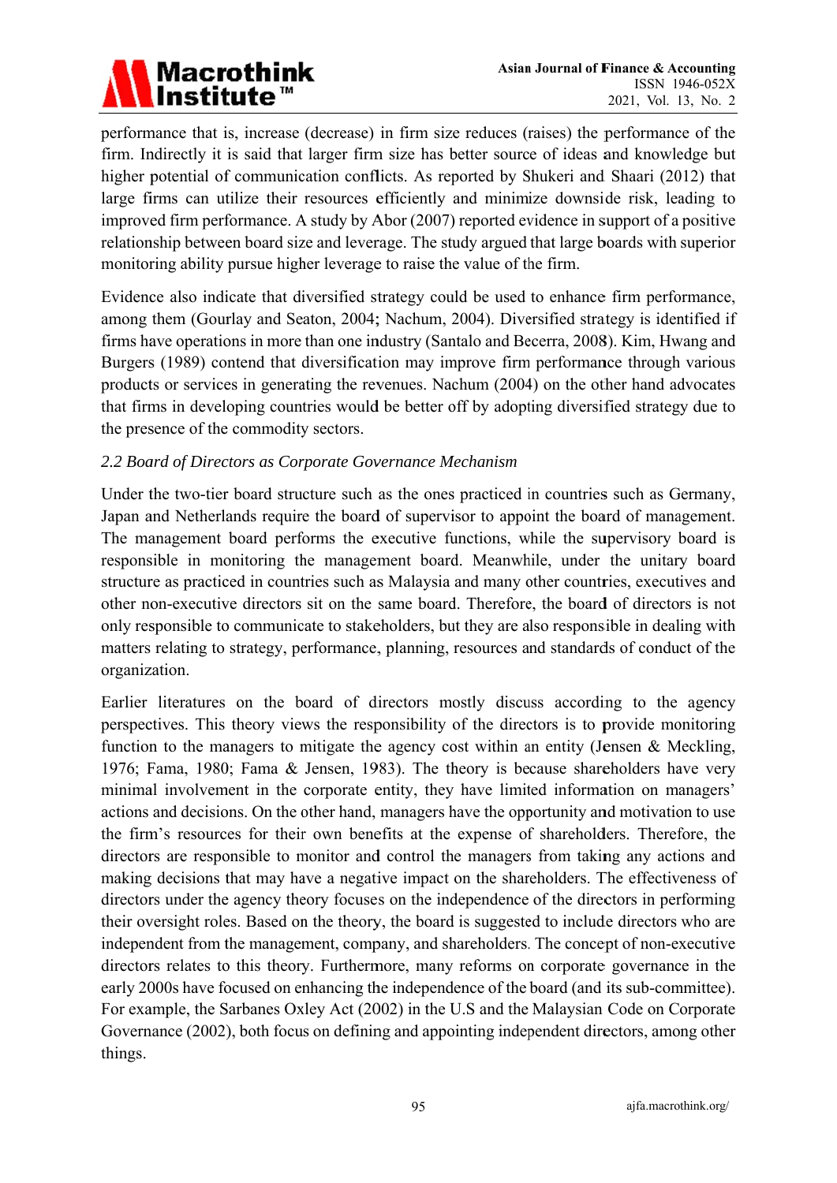performance that is, increase (decrease) in firm size reduces (raises) the performance of the firm. Indirectly it is said that larger firm size has better source of ideas and knowledge but higher potential of communication conflicts. As reported by Shukeri and Shaari (2012) that large firms can utilize their resources efficiently and minimize downside risk, leading to improved firm performance. A study by Abor (2007) reported evidence in support of a positive relationship between board size and leverage. The study argued that large boards with superior monitoring ability pursue higher leverage to raise the value of the firm.

Evidence also indicate that diversified strategy could be used to enhance firm performance, among them (Gourlay and Seaton, 2004; Nachum, 2004). Diversified strategy is identified if firms have operations in more than one industry (Santalo and Becerra, 2008). Kim, Hwang and Burgers (1989) contend that diversification may improve firm performance through various products or services in generating the revenues. Nachum (2004) on the other hand advocates that firms in developing countries would be better off by adopting diversified strategy due to the presence of the commodity sectors.

### *2.2 Board of Directors as Corporate Governance Mechanism*

Under the two-tier board structure such as the ones practiced in countries such as Germany, Japan and Netherlands require the board of supervisor to appoint the board of management. The management board performs the executive functions, while the supervisory board is responsible in monitoring the management board. Meanwhile, under the unitary board structure as practiced in countries such as Malaysia and many other countries, executives and other non-executive directors sit on the same board. Therefore, the board of directors is not only responsible to communicate to stakeholders, but they are also responsible in dealing with matters relating to strategy, performance, planning, resources and standards of conduct of the organization.

Earlier literatures on the board of directors mostly discuss according to the agency perspectives. This theory views the responsibility of the directors is to provide monitoring function to the managers to mitigate the agency cost within an entity (Jensen & Meckling, 1976; Fama, 1980; Fama & Jensen, 1983). The theory is because shareholders have very minimal involvement in the corporate entity, they have limited information on managers' actions and decisions. On the other hand, managers have the opportunity and motivation to use the firm's resources for their own benefits at the expense of shareholders. Therefore, the directors are responsible to monitor and control the managers from taking any actions and making decisions that may have a negative impact on the shareholders. The effectiveness of directors under the agency theory focuses on the independence of the directors in performing their oversight roles. Based on the theory, the board is suggested to include directors who are independent from the management, company, and shareholders. The concept of non-executive directors relates to this theory. Furthermore, many reforms on corporate governance in the early 2000s have focused on enhancing the independence of the board (and its sub-committee). For example, the Sarbanes Oxley Act (2002) in the U.S and the Malaysian Code on Corporate Governance (2002), both focus on defining and appointing independent directors, among other things.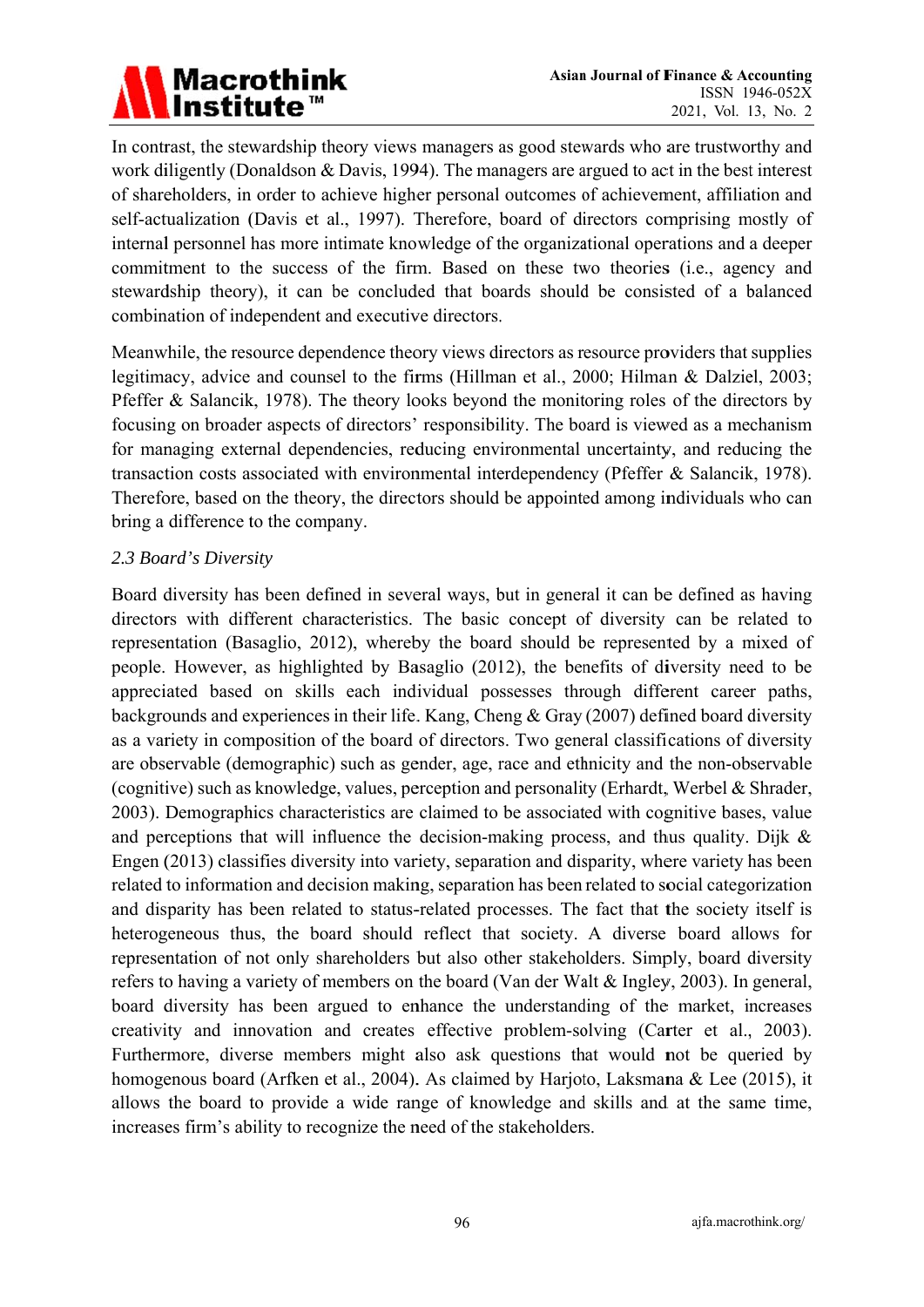In contrast, the stewardship theory views managers as good stewards who are trustworthy and work diligently (Donaldson & Davis, 1994). The managers are argued to act in the best interest of shareholders, in order to achieve higher personal outcomes of achievement, affiliation and self-actualization (Davis et al., 1997). Therefore, board of directors comprising mostly of internal personnel has more intimate knowledge of the organizational operations and a deeper commitment to the success of the firm. Based on these two theories (i.e., agency and stewardship theory), it can be concluded that boards should be consisted of a balanced combination of independent and executive directors.

Meanwhile, the resource dependence theory views directors as resource providers that supplies legitimacy, advice and counsel to the firms (Hillman et al., 2000; Hilman & Dalziel, 2003; Pfeffer & Salancik, 1978). The theory looks beyond the monitoring roles of the directors by focusing on broader aspects of directors' responsibility. The board is viewed as a mechanism for managing external dependencies, reducing environmental uncertainty, and reducing the transaction costs associated with environmental interdependency (Pfeffer & Salancik, 1978). Therefore, based on the theory, the directors should be appointed among individuals who can bring a difference to the company.

### *2.3 Board's Diversity*

Board diversity has been defined in several ways, but in general it can be defined as having directors with different characteristics. The basic concept of diversity can be related to representation (Basaglio, 2012), whereby the board should be represented by a mixed of people. However, as highlighted by Basaglio (2012), the benefits of diversity need to be appreciated based on skills each individual possesses through different career paths, backgrounds and experiences in their life. Kang, Cheng & Gray (2007) defined board diversity as a variety in composition of the board of directors. Two general classifications of diversity are observable (demographic) such as gender, age, race and ethnicity and the non-observable (cognitive) such as knowledge, values, perception and personality (Erhardt, Werbel & Shrader, 2003). Demographics characteristics are claimed to be associated with cognitive bases, value and perceptions that will influence the decision-making process, and thus quality. Dijk & Engen (2013) classifies diversity into variety, separation and disparity, where variety has been related to information and decision making, separation has been related to social categorization and disparity has been related to status-related processes. The fact that the society itself is heterogeneous thus, the board should reflect that society. A diverse board allows for representation of not only shareholders but also other stakeholders. Simply, board diversity refers to having a variety of members on the board (Van der Walt & Ingley, 2003). In general, board diversity has been argued to enhance the understanding of the market, increases creativity and innovation and creates effective problem-solving (Carter et al., 2003). Furthermore, diverse members might also ask questions that would not be queried by homogenous board (Arfken et al., 2004). As claimed by Harjoto, Laksmana & Lee (2015), it allows the board to provide a wide range of knowledge and skills and at the same time, increases firm's ability to recognize the need of the stakeholders.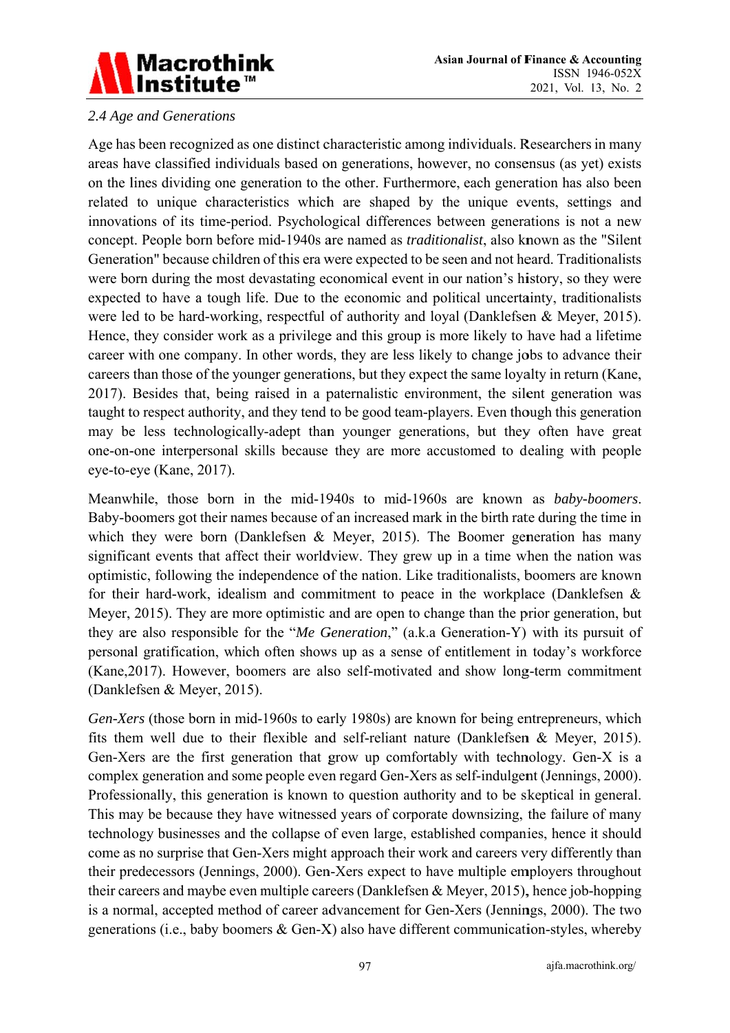*2.4 Age and Generations*

Age has been recognized as one distinct characteristic among individuals. Researchers in many areas have classified individuals based on generations, however, no consensus (as yet) exists on the lines dividing one generation to the other. Furthermore, each generation has also been related to unique characteristics which are shaped by the unique events, settings and innovations of its time-period. Psychological differences between generations is not a new concept. People born before mid-1940s are named as *traditionalist*, also known as the "Silent Generation" because children of this era were expected to be seen and not heard. Traditionalists were born during the most devastating economical event in our nation's history, so they were expected to have a tough life. Due to the economic and political uncertainty, traditionalists were led to be hard-working, respectful of authority and loyal (Danklefsen & Meyer, 2015). Hence, they consider work as a privilege and this group is more likely to have had a lifetime career with one company. In other words, they are less likely to change jobs to advance their careers than those of the younger generations, but they expect the same loyalty in return (Kane, 2017). Besides that, being raised in a paternalistic environment, the silent generation was taught to respect authority, and they tend to be good team-players. Even though this generation may be less technologically-adept than younger generations, but they often have great one-on-one interpersonal skills because they are more accustomed to dealing with people eye-to-eye (Kane, 2017).

Meanwhile, those born in the mid-1940s to mid-1960s are known as *baby-boomers*. Baby-boomers got their names because of an increased mark in the birth rate during the time in which they were born (Danklefsen & Meyer, 2015). The Boomer generation has many significant events that affect their worldview. They grew up in a time when the nation was optimistic, following the independence of the nation. Like traditionalists, boomers are known for their hard-work, idealism and commitment to peace in the workplace (Danklefsen & Meyer, 2015). They are more optimistic and are open to change than the prior generation, but they are also responsible for the "*Me Generation*," (a.k.a Generation-Y) with its pursuit of personal gratification, which often shows up as a sense of entitlement in today's workforce (Kane,2017). However, boomers are also self-motivated and show long-term commitment (Danklefsen & Meyer, 2015).

*Gen-Xers* (those born in mid-1960s to early 1980s) are known for being entrepreneurs, which fits them well due to their flexible and self-reliant nature (Danklefsen & Meyer, 2015). Gen-Xers are the first generation that grow up comfortably with technology. Gen-X is a complex generation and some people even regard Gen-Xers as self-indulgent (Jennings, 2000). Professionally, this generation is known to question authority and to be skeptical in general. This may be because they have witnessed years of corporate downsizing, the failure of many technology businesses and the collapse of even large, established companies, hence it should come as no surprise that Gen-Xers might approach their work and careers very differently than their predecessors (Jennings, 2000). Gen-Xers expect to have multiple employers throughout their careers and maybe even multiple careers (Danklefsen & Meyer, 2015), hence job-hopping is a normal, accepted method of career advancement for Gen-Xers (Jennings, 2000). The two generations (i.e., baby boomers & Gen-X) also have different communication-styles, whereby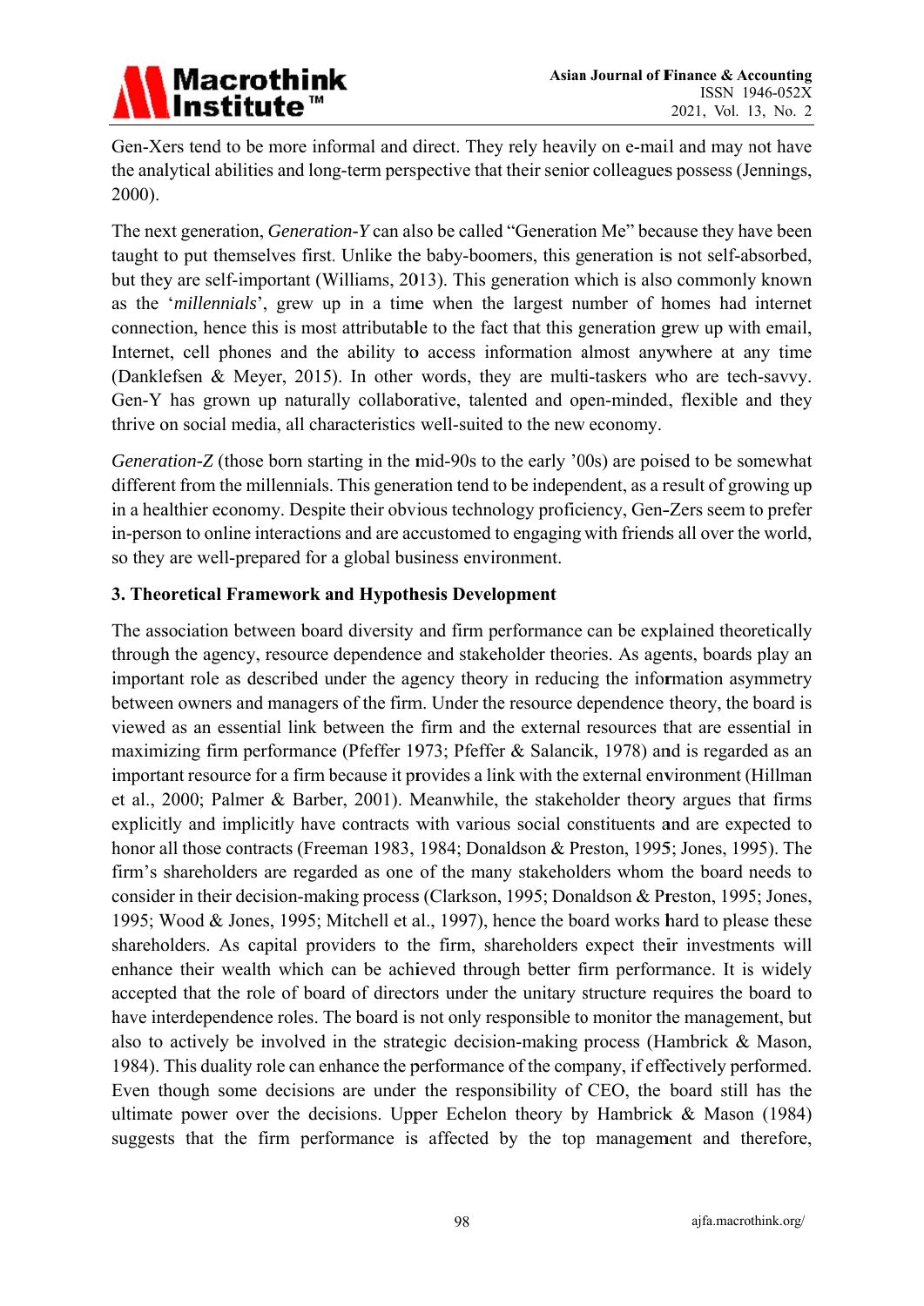Gen-Xers tend to be more informal and direct. They rely heavily on e-mail and may not have the analytical abilities and long-term perspective that their senior colleagues possess (Jennings, 2000).

The next generation, *Generation-Y* can also be called "Generation Me" because they have been taught to put themselves first. Unlike the baby-boomers, this generation is not self-absorbed, but they are self-important (Williams, 2013). This generation which is also commonly known as the '*millennials*', grew up in a time when the largest number of homes had internet connection, hence this is most attributable to the fact that this generation grew up with email, Internet, cell phones and the ability to access information almost anywhere at any time (Danklefsen & Meyer, 2015). In other words, they are multi-taskers who are tech-savvy. Gen-Y has grown up naturally collaborative, talented and open-minded, flexible and they thrive on social media, all characteristics well-suited to the new economy.

*Generation-Z* (those born starting in the mid-90s to the early '00s) are poised to be somewhat different from the millennials. This generation tend to be independent, as a result of growing up in a healthier economy. Despite their obvious technology proficiency, Gen-Zers seem to prefer in-person to online interactions and are accustomed to engaging with friends all over the world, so they are well-prepared for a global business environment.

## 3. Theoretical Framework and Hypothesis Development

The association between board diversity and firm performance can be explained theoretically through the agency, resource dependence and stakeholder theories. As agents, boards play an important role as described under the agency theory in reducing the information asymmetry between owners and managers of the firm. Under the resource dependence theory, the board is viewed as an essential link between the firm and the external resources that are essential in maximizing firm performance (Pfeffer 1973; Pfeffer & Salancik, 1978) and is regarded as an important resource for a firm because it provides a link with the external environment (Hillman et al., 2000; Palmer & Barber, 2001). Meanwhile, the stakeholder theory argues that firms explicitly and implicitly have contracts with various social constituents and are expected to honor all those contracts (Freeman 1983, 1984; Donaldson & Preston, 1995; Jones, 1995). The firm's shareholders are regarded as one of the many stakeholders whom the board needs to consider in their decision-making process (Clarkson, 1995; Donaldson & Preston, 1995; Jones, 1995; Wood & Jones, 1995; Mitchell et al., 1997), hence the board works hard to please these shareholders. As capital providers to the firm, shareholders expect their investments will enhance their wealth which can be achieved through better firm performance. It is widely accepted that the role of board of directors under the unitary structure requires the board to have interdependence roles. The board is not only responsible to monitor the management, but also to actively be involved in the strategic decision-making process (Hambrick & Mason, 1984). This duality role can enhance the performance of the company, if effectively performed. Even though some decisions are under the responsibility of CEO, the board still has the ultimate power over the decisions. Upper Echelon theory by Hambrick & Mason (1984) suggests that the firm performance is affected by the top management and therefore,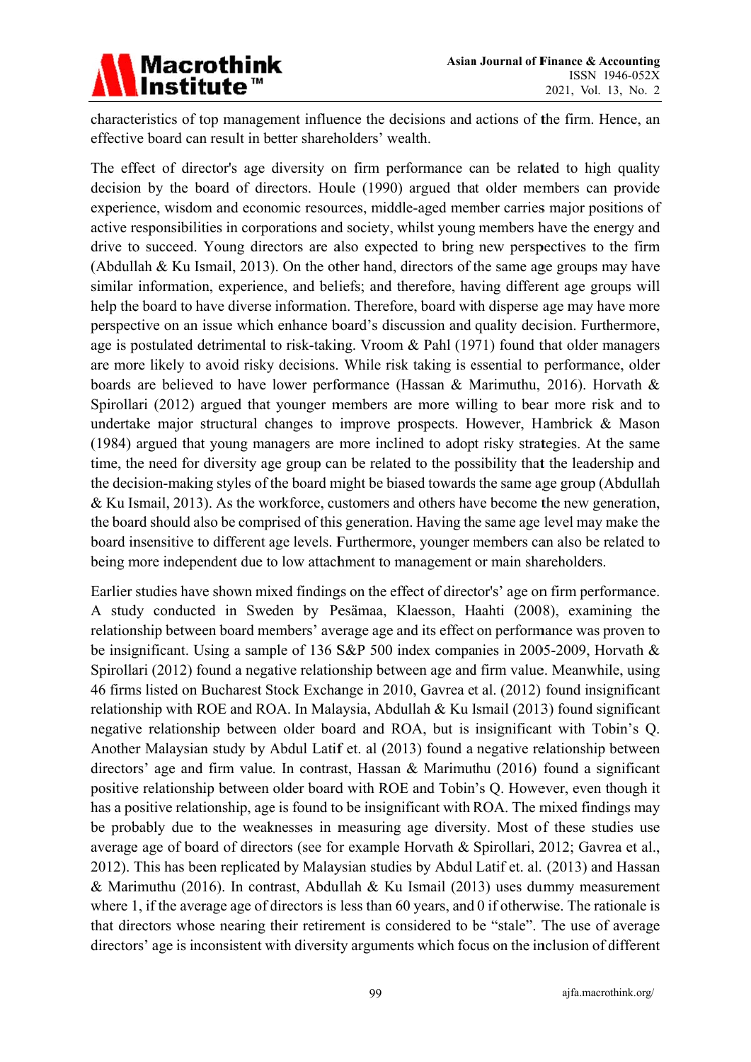characteristics of top management influence the decisions and actions of the firm. Hence, an effective board can result in better shareholders' wealth.

The effect of director's age diversity on firm performance can be related to high quality decision by the board of directors. Houle (1990) argued that older members can provide experience, wisdom and economic resources, middle-aged member carries major positions of active responsibilities in corporations and society, whilst young members have the energy and drive to succeed. Young directors are also expected to bring new perspectives to the firm (Abdullah & Ku Ismail, 2013). On the other hand, directors of the same age groups may have similar information, experience, and beliefs; and therefore, having different age groups will help the board to have diverse information. Therefore, board with disperse age may have more perspective on an issue which enhance board's discussion and quality decision. Furthermore, age is postulated detrimental to risk-taking. Vroom & Pahl (1971) found that older managers are more likely to avoid risky decisions. While risk taking is essential to performance, older boards are believed to have lower performance (Hassan & Marimuthu, 2016). Horvath & Spirollari (2012) argued that younger members are more willing to bear more risk and to undertake major structural changes to improve prospects. However, Hambrick & Mason (1984) argued that young managers are more inclined to adopt risky strategies. At the same time, the need for diversity age group can be related to the possibility that the leadership and the decision-making styles of the board might be biased towards the same age group (Abdullah & Ku Ismail, 2013). As the workforce, customers and others have become the new generation, the board should also be comprised of this generation. Having the same age level may make the board insensitive to different age levels. Furthermore, younger members can also be related to being more independent due to low attachment to management or main shareholders.

Earlier studies have shown mixed findings on the effect of director's' age on firm performance. A study conducted in Sweden by Pesämaa, Klaesson, Haahti (2008), examining the relationship between board members' average age and its effect on performance was proven to be insignificant. Using a sample of 136 S&P 500 index companies in 2005-2009, Horvath & Spirollari (2012) found a negative relationship between age and firm value. Meanwhile, using 46 firms listed on Bucharest Stock Exchange in 2010, Gavrea et al. (2012) found insignificant relationship with ROE and ROA. In Malaysia, Abdullah & Ku Ismail (2013) found significant negative relationship between older board and ROA, but is insignificant with Tobin's Q. Another Malaysian study by Abdul Latif et. al (2013) found a negative relationship between directors' age and firm value. In contrast, Hassan & Marimuthu (2016) found a significant positive relationship between older board with ROE and Tobin's Q. However, even though it has a positive relationship, age is found to be insignificant with ROA. The mixed findings may be probably due to the weaknesses in measuring age diversity. Most of these studies use average age of board of directors (see for example Horvath & Spirollari, 2012; Gavrea et al., 2012). This has been replicated by Malaysian studies by Abdul Latif et. al. (2013) and Hassan & Marimuthu (2016). In contrast, Abdullah & Ku Ismail (2013) uses dummy measurement where 1, if the average age of directors is less than 60 years, and 0 if otherwise. The rationale is that directors whose nearing their retirement is considered to be "stale". The use of average directors' age is inconsistent with diversity arguments which focus on the inclusion of different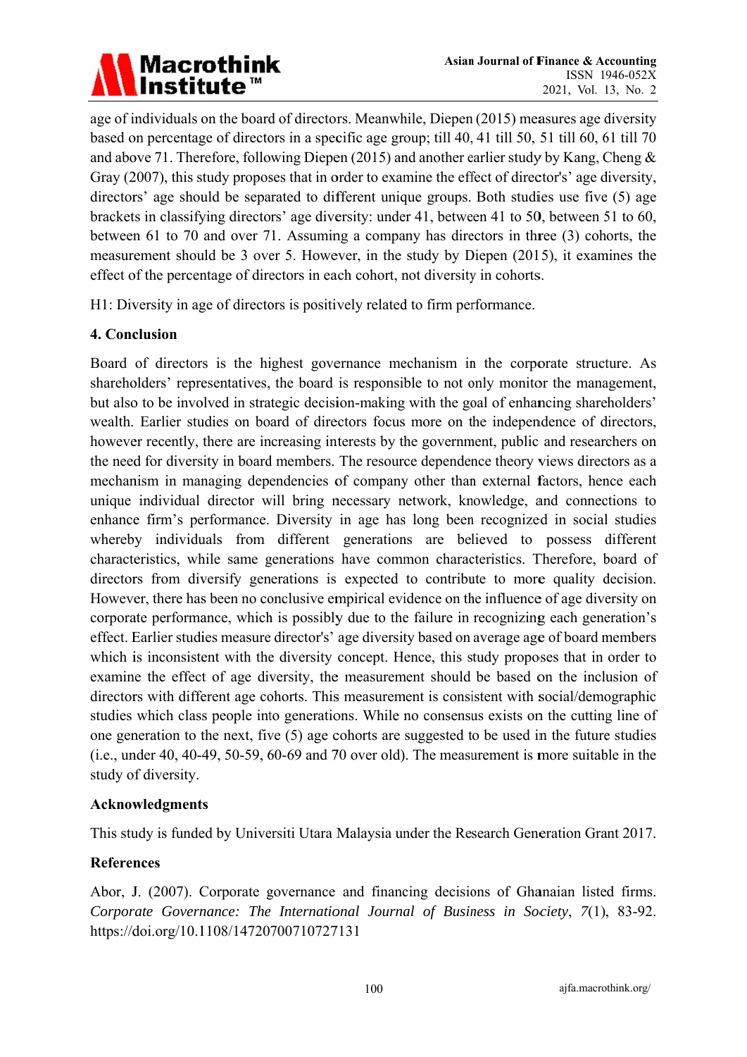age of individuals on the board of directors. Meanwhile, Diepen (2015) measures age diversity based on percentage of directors in a specific age group; till 40, 41 till 50, 51 till 60, 61 till 70 and above 71. Therefore, following Diepen (2015) and another earlier study by Kang, Cheng & Gray (2007), this study proposes that in order to examine the effect of director's' age diversity, directors' age should be separated to different unique groups. Both studies use five (5) age brackets in classifying directors' age diversity: under 41, between 41 to 50, between 51 to 60, between 61 to 70 and over 71. Assuming a company has directors in three (3) cohorts, the measurement should be 3 over 5. However, in the study by Diepen (2015), it examines the effect of the percentage of directors in each cohort, not diversity in cohorts.

H1: Diversity in age of directors is positively related to firm performance.

## 4. Conclusion

Board of directors is the highest governance mechanism in the corporate structure. As shareholders' representatives, the board is responsible to not only monitor the management, but also to be involved in strategic decision-making with the goal of enhancing shareholders' wealth. Earlier studies on board of directors focus more on the independence of directors, however recently, there are increasing interests by the government, public and researchers on the need for diversity in board members. The resource dependence theory views directors as a mechanism in managing dependencies of company other than external factors, hence each unique individual director will bring necessary network, knowledge, and connections to enhance firm's performance. Diversity in age has long been recognized in social studies whereby individuals from different generations are believed to possess different characteristics, while same generations have common characteristics. Therefore, board of directors from diversify generations is expected to contribute to more quality decision. However, there has been no conclusive empirical evidence on the influence of age diversity on corporate performance, which is possibly due to the failure in recognizing each generation's effect. Earlier studies measure director's' age diversity based on average age of board members which is inconsistent with the diversity concept. Hence, this study proposes that in order to examine the effect of age diversity, the measurement should be based on the inclusion of directors with different age cohorts. This measurement is consistent with social/demographic studies which class people into generations. While no consensus exists on the cutting line of one generation to the next, five (5) age cohorts are suggested to be used in the future studies (i.e., under 40, 40-49, 50-59, 60-69 and 70 over old). The measurement is more suitable in the study of diversity.

## Acknowledgments

This study is funded by Universiti Utara Malaysia under the Research Generation Grant 2017.

## References

Abor, J. (2007). Corporate governance and financing decisions of Ghanaian listed firms. *Corporate Governance: The International Journal of Business in Society*, *7*(1), 83-92. https://doi.org/10.1108/14720700710727131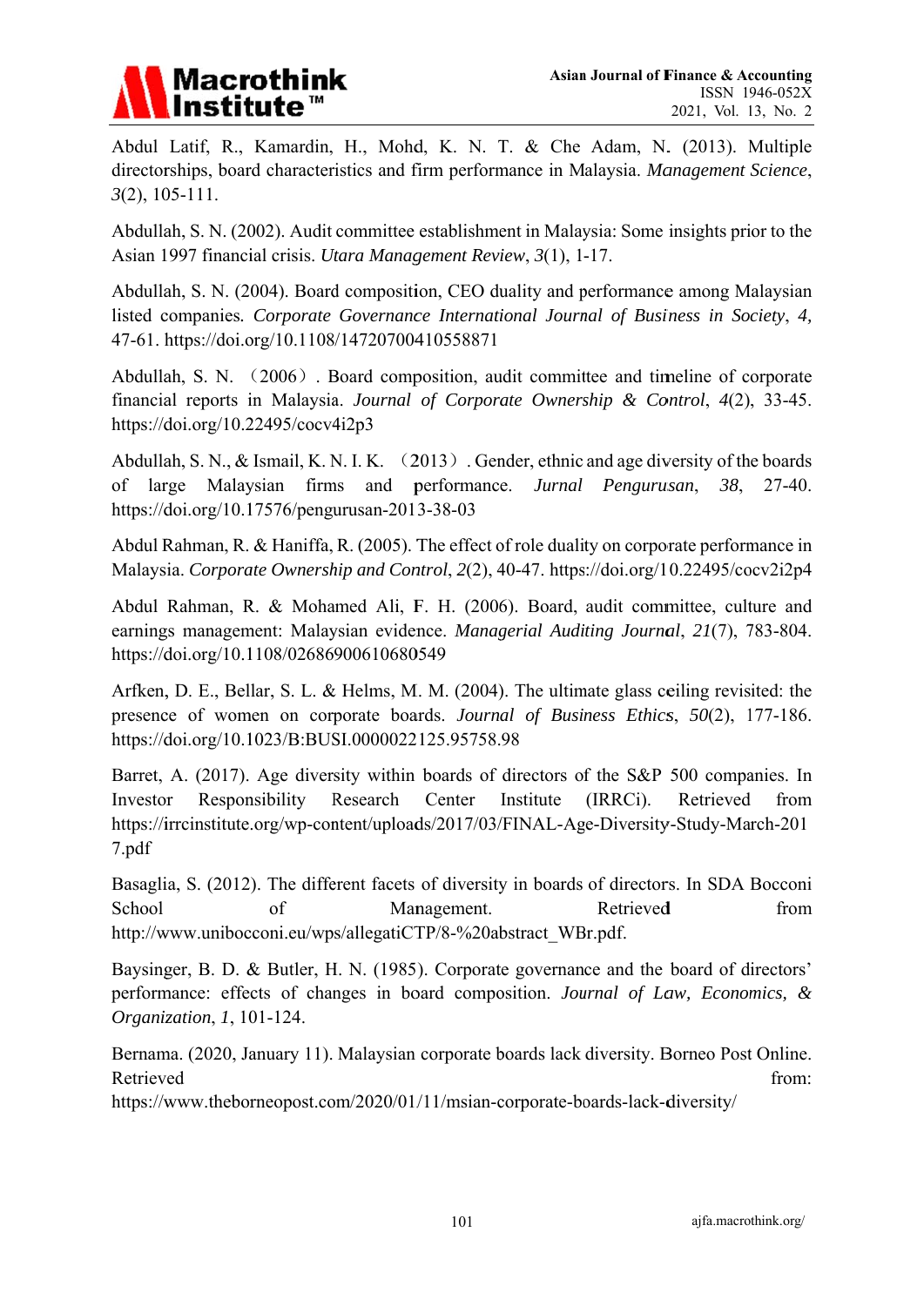Abdul Latif, R., Kamardin, H., Mohd, K. N. T. & Che Adam, N. (2013). Multiple directorships, board characteristics and firm performance in Malaysia. *Management Science*, *3*(2), 105-111.

Abdullah, S. N. (2002). Audit committee establishment in Malaysia: Some insights prior to the Asian 1997 financial crisis. *Utara Management Review*, *3*(1), 1-17.

Abdullah, S. N. (2004). Board composition, CEO duality and performance among Malaysian listed companies. *Corporate Governance International Journal of Business in Society*, *4*, 47-61. https://doi.org/10.1108/14720700410558871

Abdullah, S. N. （2006）. Board composition, audit committee and timeline of corporate financial reports in Malaysia. *Journal of Corporate Ownership & Control*, *4*(2), 33-45. https://doi.org/10.22495/cocv4i2p3

Abdullah, S. N., & Ismail, K. N. I. K. （2013）. Gender, ethnic and age diversity of the boards of large Malaysian firms and performance. *Jurnal Pengurusan*, *38*, 27-40. https://doi.org/10.17576/pengurusan-2013-38-03

Abdul Rahman, R. & Haniffa, R. (2005). The effect of role duality on corporate performance in Malaysia. *Corporate Ownership and Control*, *2*(2), 40-47. https://doi.org/10.22495/cocv2i2p4

Abdul Rahman, R. & Mohamed Ali, F. H. (2006). Board, audit committee, culture and earnings management: Malaysian evidence. *Managerial Auditing Journal*, *21*(7), 783-804. https://doi.org/10.1108/02686900610680549

Arfken, D. E., Bellar, S. L. & Helms, M. M. (2004). The ultimate glass ceiling revisited: the presence of women on corporate boards. *Journal of Business Ethics*, *50*(2), 177-186. https://doi.org/10.1023/B:BUSI.0000022125.95758.98

Barret, A. (2017). Age diversity within boards of directors of the S&P 500 companies. In Investor Responsibility Research Center Institute (IRRCi). Retrieved from https://irrcinstitute.org/wp-content/uploads/2017/03/FINAL-Age-Diversity-Study-March-2017.pdf

Basaglia, S. (2012). The different facets of diversity in boards of directors. In SDA Bocconi School of Management. Retrieved from http://www.unibocconi.eu/wps/allegatiCTP/8-%20abstract_WBr.pdf.

Baysinger, B. D. & Butler, H. N. (1985). Corporate governance and the board of directors' performance: effects of changes in board composition. *Journal of Law, Economics, & Organization*, *1*, 101-124.

Bernama. (2020, January 11). Malaysian corporate boards lack diversity. Borneo Post Online. Retrieved from: https://www.theborneopost.com/2020/01/11/msian-corporate-boards-lack-diversity/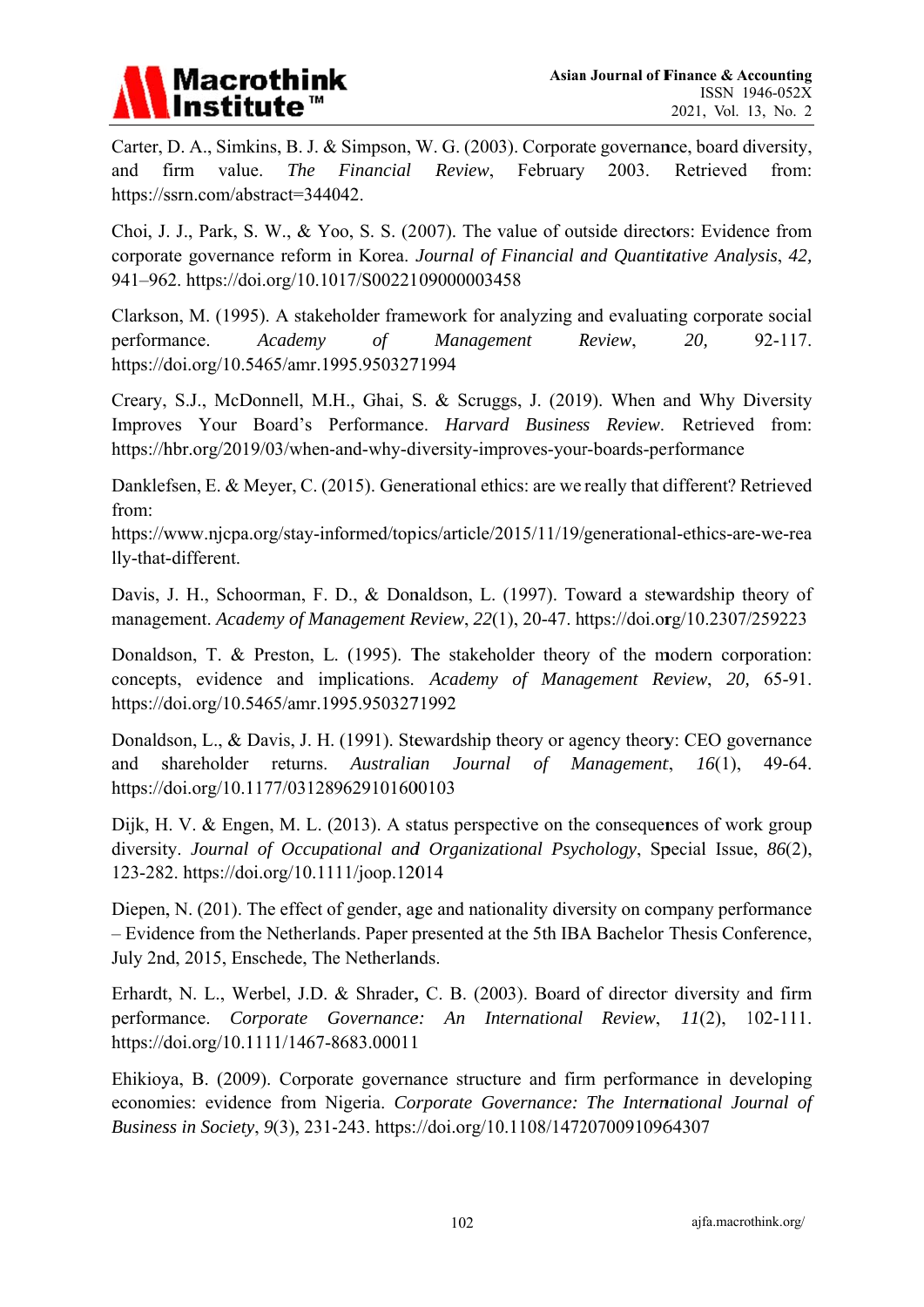Carter, D. A., Simkins, B. J. & Simpson, W. G. (2003). Corporate governance, board diversity, and firm value. *The Financial Review*, February 2003. Retrieved from: https://ssrn.com/abstract=344042.

Choi, J. J., Park, S. W., & Yoo, S. S. (2007). The value of outside directors: Evidence from corporate governance reform in Korea. *Journal of Financial and Quantitative Analysis*, *42*, 941–962. https://doi.org/10.1017/S0022109000003458

Clarkson, M. (1995). A stakeholder framework for analyzing and evaluating corporate social performance. *Academy of Management Review*, *20*, 92-117. https://doi.org/10.5465/amr.1995.9503271994

Creary, S.J., McDonnell, M.H., Ghai, S. & Scruggs, J. (2019). When and Why Diversity Improves Your Board's Performance. *Harvard Business Review*. Retrieved from: https://hbr.org/2019/03/when-and-why-diversity-improves-your-boards-performance

Danklefsen, E. & Meyer, C. (2015). Generational ethics: are we really that different? Retrieved from:
https://www.njcpa.org/stay-informed/topics/article/2015/11/19/generational-ethics-are-we-really-that-different.

Davis, J. H., Schoorman, F. D., & Donaldson, L. (1997). Toward a stewardship theory of management. *Academy of Management Review*, *22*(1), 20-47. https://doi.org/10.2307/259223

Donaldson, T. & Preston, L. (1995). The stakeholder theory of the modern corporation: concepts, evidence and implications. *Academy of Management Review*, *20*, 65-91. https://doi.org/10.5465/amr.1995.9503271992

Donaldson, L., & Davis, J. H. (1991). Stewardship theory or agency theory: CEO governance and shareholder returns. *Australian Journal of Management*, *16*(1), 49-64. https://doi.org/10.1177/031289629101600103

Dijk, H. V. & Engen, M. L. (2013). A status perspective on the consequences of work group diversity. *Journal of Occupational and Organizational Psychology*, Special Issue, *86*(2), 123-282. https://doi.org/10.1111/joop.12014

Diepen, N. (201). The effect of gender, age and nationality diversity on company performance – Evidence from the Netherlands. Paper presented at the 5th IBA Bachelor Thesis Conference, July 2nd, 2015, Enschede, The Netherlands.

Erhardt, N. L., Werbel, J.D. & Shrader, C. B. (2003). Board of director diversity and firm performance. *Corporate Governance: An International Review*, *11*(2), 102-111. https://doi.org/10.1111/1467-8683.00011

Ehikioya, B. (2009). Corporate governance structure and firm performance in developing economies: evidence from Nigeria. *Corporate Governance: The International Journal of Business in Society*, *9*(3), 231-243. https://doi.org/10.1108/14720700910964307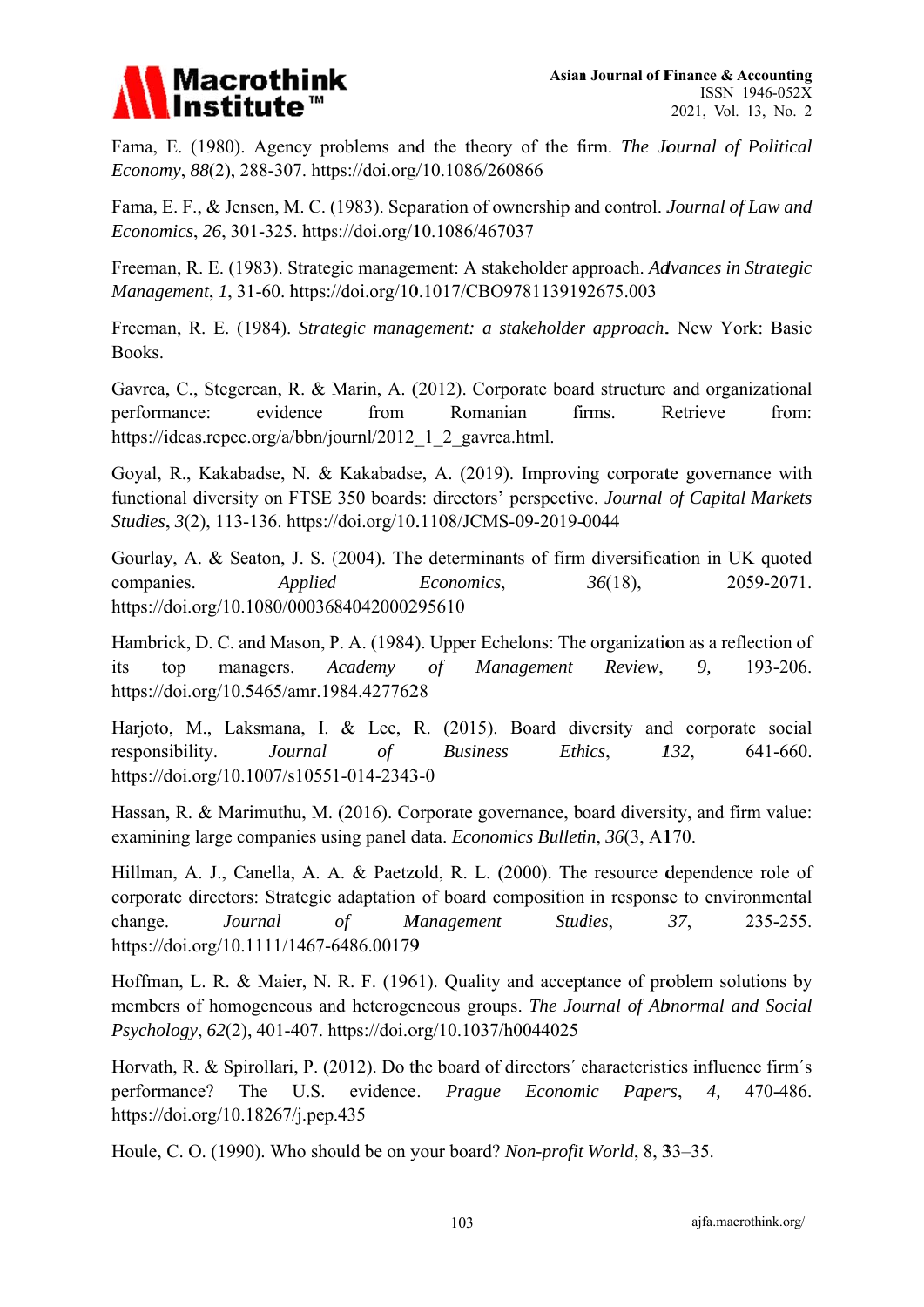Fama, E. (1980). Agency problems and the theory of the firm. *The Journal of Political Economy*, *88*(2), 288-307. https://doi.org/10.1086/260866

Fama, E. F., & Jensen, M. C. (1983). Separation of ownership and control. *Journal of Law and Economics*, *26*, 301-325. https://doi.org/10.1086/467037

Freeman, R. E. (1983). Strategic management: A stakeholder approach. *Advances in Strategic Management*, *1*, 31-60. https://doi.org/10.1017/CBO9781139192675.003

Freeman, R. E. (1984). *Strategic management: a stakeholder approach*. New York: Basic Books.

Gavrea, C., Stegerean, R. & Marin, A. (2012). Corporate board structure and organizational performance: evidence from Romanian firms. Retrieve from: https://ideas.repec.org/a/bbn/journl/2012_1_2_gavrea.html.

Goyal, R., Kakabadse, N. & Kakabadse, A. (2019). Improving corporate governance with functional diversity on FTSE 350 boards: directors' perspective. *Journal of Capital Markets Studies*, *3*(2), 113-136. https://doi.org/10.1108/JCMS-09-2019-0044

Gourlay, A. & Seaton, J. S. (2004). The determinants of firm diversification in UK quoted companies. *Applied Economics*, *36*(18), 2059-2071. https://doi.org/10.1080/0003684042000295610

Hambrick, D. C. and Mason, P. A. (1984). Upper Echelons: The organization as a reflection of its top managers. *Academy of Management Review*, *9,* 193-206. https://doi.org/10.5465/amr.1984.4277628

Harjoto, M., Laksmana, I. & Lee, R. (2015). Board diversity and corporate social responsibility. *Journal of Business Ethics*, *132*, 641-660. https://doi.org/10.1007/s10551-014-2343-0

Hassan, R. & Marimuthu, M. (2016). Corporate governance, board diversity, and firm value: examining large companies using panel data. *Economics Bulletin*, *36*(3, A170.

Hillman, A. J., Canella, A. A. & Paetzold, R. L. (2000). The resource dependence role of corporate directors: Strategic adaptation of board composition in response to environmental change. *Journal of Management Studies*, *37*, 235-255. https://doi.org/10.1111/1467-6486.00179

Hoffman, L. R. & Maier, N. R. F. (1961). Quality and acceptance of problem solutions by members of homogeneous and heterogeneous groups. *The Journal of Abnormal and Social Psychology*, *62*(2), 401-407. https://doi.org/10.1037/h0044025

Horvath, R. & Spirollari, P. (2012). Do the board of directors´ characteristics influence firm´s performance? The U.S. evidence. *Prague Economic Papers*, *4,* 470-486. https://doi.org/10.18267/j.pep.435

Houle, C. O. (1990). Who should be on your board? *Non-profit World*, 8, 33–35.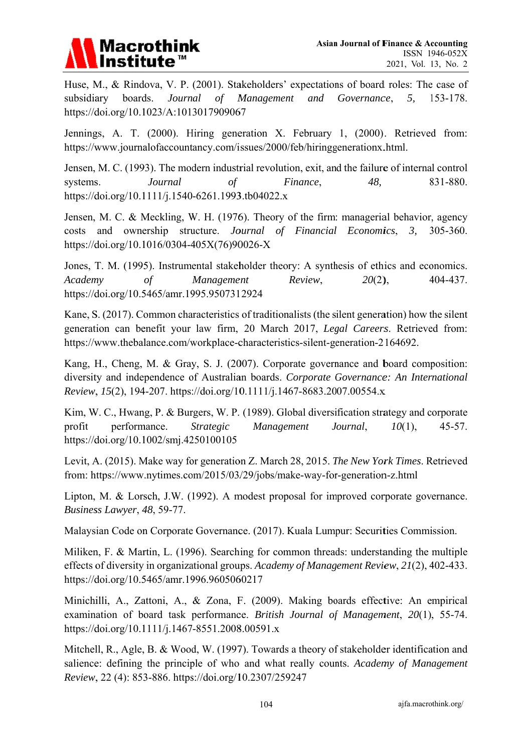Huse, M., & Rindova, V. P. (2001). Stakeholders' expectations of board roles: The case of subsidiary boards. *Journal of Management and Governance*, *5,* 153-178. https://doi.org/10.1023/A:1013017909067

Jennings, A. T. (2000). Hiring generation X. February 1, (2000). Retrieved from: https://www.journalofaccountancy.com/issues/2000/feb/hiringgenerationx.html.

Jensen, M. C. (1993). The modern industrial revolution, exit, and the failure of internal control systems. *Journal of Finance*, *48,* 831-880. https://doi.org/10.1111/j.1540-6261.1993.tb04022.x

Jensen, M. C. & Meckling, W. H. (1976). Theory of the firm: managerial behavior, agency costs and ownership structure. *Journal of Financial Economics*, *3,* 305-360. https://doi.org/10.1016/0304-405X(76)90026-X

Jones, T. M. (1995). Instrumental stakeholder theory: A synthesis of ethics and economics. *Academy of Management Review*, *20*(2), 404-437. https://doi.org/10.5465/amr.1995.9507312924

Kane, S. (2017). Common characteristics of traditionalists (the silent generation) how the silent generation can benefit your law firm, 20 March 2017, *Legal Careers*. Retrieved from: https://www.thebalance.com/workplace-characteristics-silent-generation-2164692.

Kang, H., Cheng, M. & Gray, S. J. (2007). Corporate governance and board composition: diversity and independence of Australian boards. *Corporate Governance: An International Review*, *15*(2), 194-207. https://doi.org/10.1111/j.1467-8683.2007.00554.x

Kim, W. C., Hwang, P. & Burgers, W. P. (1989). Global diversification strategy and corporate profit performance. *Strategic Management Journal*, *10*(1), 45-57. https://doi.org/10.1002/smj.4250100105

Levit, A. (2015). Make way for generation Z. March 28, 2015. *The New York Times*. Retrieved from: https://www.nytimes.com/2015/03/29/jobs/make-way-for-generation-z.html

Lipton, M. & Lorsch, J.W. (1992). A modest proposal for improved corporate governance. *Business Lawyer*, *48*, 59-77.

Malaysian Code on Corporate Governance. (2017). Kuala Lumpur: Securities Commission.

Miliken, F. & Martin, L. (1996). Searching for common threads: understanding the multiple effects of diversity in organizational groups. *Academy of Management Review*, *21*(2), 402-433. https://doi.org/10.5465/amr.1996.9605060217

Minichilli, A., Zattoni, A., & Zona, F. (2009). Making boards effective: An empirical examination of board task performance. *British Journal of Management*, *20*(1), 55-74. https://doi.org/10.1111/j.1467-8551.2008.00591.x

Mitchell, R., Agle, B. & Wood, W. (1997). Towards a theory of stakeholder identification and salience: defining the principle of who and what really counts. *Academy of Management Review*, 22 (4): 853-886. https://doi.org/10.2307/259247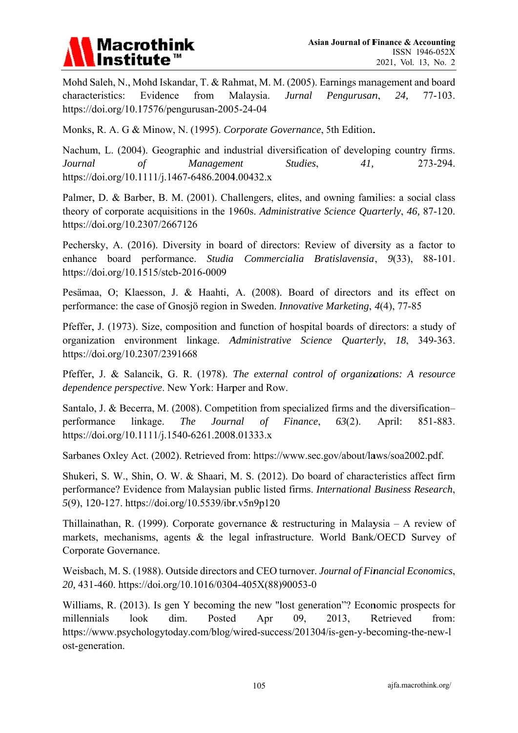Mohd Saleh, N., Mohd Iskandar, T. & Rahmat, M. M. (2005). Earnings management and board characteristics: Evidence from Malaysia. *Jurnal Pengurusan*, *24,* 77-103. https://doi.org/10.17576/pengurusan-2005-24-04

Monks, R. A. G & Minow, N. (1995). *Corporate Governance*, 5th Edition.

Nachum, L. (2004). Geographic and industrial diversification of developing country firms. *Journal of Management Studies*, *41,* 273-294. https://doi.org/10.1111/j.1467-6486.2004.00432.x

Palmer, D. & Barber, B. M. (2001). Challengers, elites, and owning families: a social class theory of corporate acquisitions in the 1960s. *Administrative Science Quarterly*, *46,* 87-120. https://doi.org/10.2307/2667126

Pechersky, A. (2016). Diversity in board of directors: Review of diversity as a factor to enhance board performance. *Studia Commercialia Bratislavensia*, *9*(33), 88-101. https://doi.org/10.1515/stcb-2016-0009

Pesämaa, O; Klaesson, J. & Haahti, A. (2008). Board of directors and its effect on performance: the case of Gnosjö region in Sweden. *Innovative Marketing*, *4*(4), 77-85

Pfeffer, J. (1973). Size, composition and function of hospital boards of directors: a study of organization environment linkage. *Administrative Science Quarterly*, *18*, 349-363. https://doi.org/10.2307/2391668

Pfeffer, J. & Salancik, G. R. (1978). *The external control of organizations: A resource dependence perspective*. New York: Harper and Row.

Santalo, J. & Becerra, M. (2008). Competition from specialized firms and the diversification–performance linkage. *The Journal of Finance*, *63*(2). April: 851-883. https://doi.org/10.1111/j.1540-6261.2008.01333.x

Sarbanes Oxley Act. (2002). Retrieved from: https://www.sec.gov/about/laws/soa2002.pdf.

Shukeri, S. W., Shin, O. W. & Shaari, M. S. (2012). Do board of characteristics affect firm performance? Evidence from Malaysian public listed firms. *International Business Research*, *5*(9), 120-127. https://doi.org/10.5539/ibr.v5n9p120

Thillainathan, R. (1999). Corporate governance & restructuring in Malaysia – A review of markets, mechanisms, agents & the legal infrastructure. World Bank/OECD Survey of Corporate Governance.

Weisbach, M. S. (1988). Outside directors and CEO turnover. *Journal of Financial Economics*, *20,* 431-460. https://doi.org/10.1016/0304-405X(88)90053-0

Williams, R. (2013). Is gen Y becoming the new "lost generation"? Economic prospects for millennials look dim. Posted Apr 09, 2013, Retrieved from: https://www.psychologytoday.com/blog/wired-success/201304/is-gen-y-becoming-the-new-lost-generation.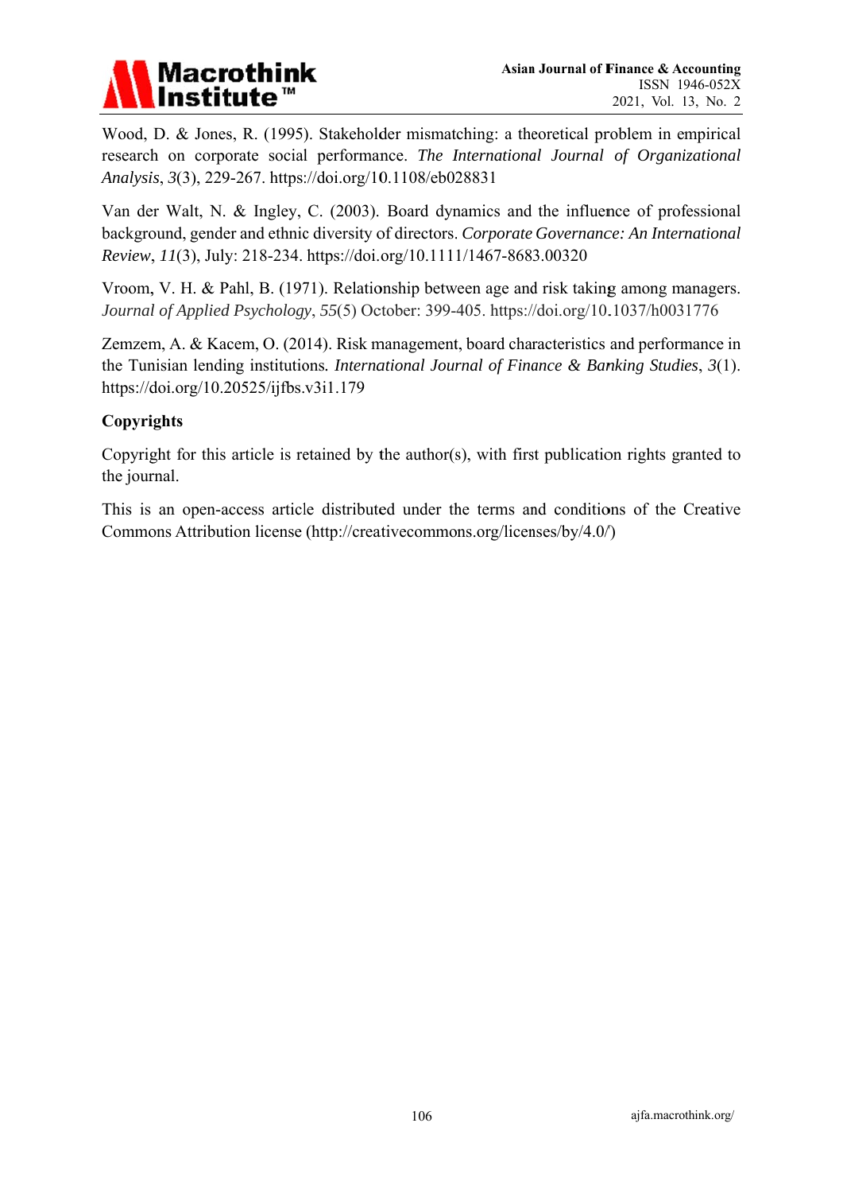Wood, D. & Jones, R. (1995). Stakeholder mismatching: a theoretical problem in empirical research on corporate social performance. *The International Journal of Organizational Analysis*, *3*(3), 229-267. https://doi.org/10.1108/eb028831

Van der Walt, N. & Ingley, C. (2003). Board dynamics and the influence of professional background, gender and ethnic diversity of directors. *Corporate Governance: An International Review*, *11*(3), July: 218-234. https://doi.org/10.1111/1467-8683.00320

Vroom, V. H. & Pahl, B. (1971). Relationship between age and risk taking among managers. *Journal of Applied Psychology*, *55*(5) October: 399-405. https://doi.org/10.1037/h0031776

Zemzem, A. & Kacem, O. (2014). Risk management, board characteristics and performance in the Tunisian lending institutions. *International Journal of Finance & Banking Studies*, *3*(1). https://doi.org/10.20525/ijfbs.v3i1.179

**Copyrights**

Copyright for this article is retained by the author(s), with first publication rights granted to the journal.

This is an open-access article distributed under the terms and conditions of the Creative Commons Attribution license (http://creativecommons.org/licenses/by/4.0/)